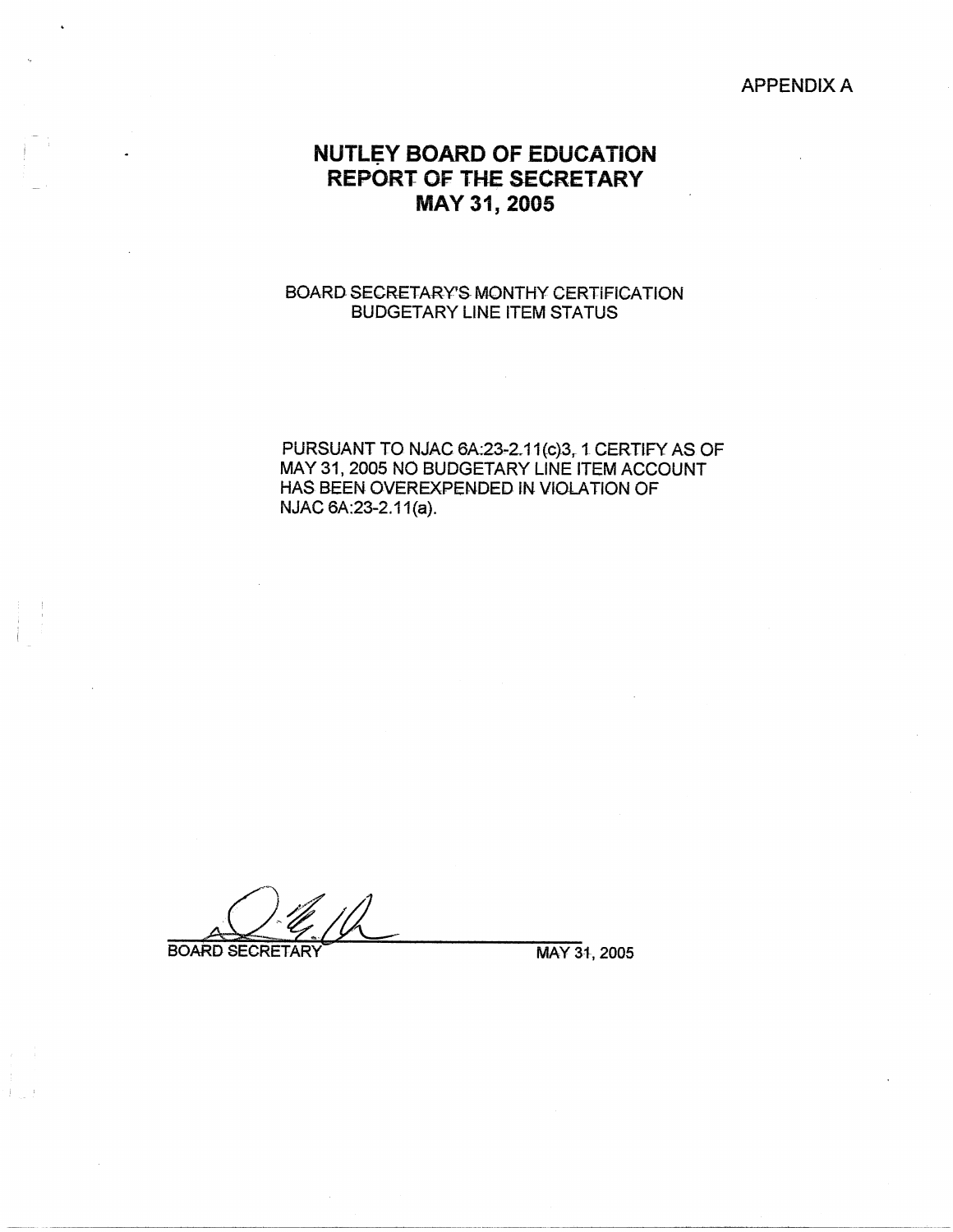APPENDIX A

# NUTLEY BOARD OF EDUCATION
# REPORT OF THE SECRETARY
# MAY 31, 2005

BOARD SECRETARY'S MONTHY CERTIFICATION
BUDGETARY LINE ITEM STATUS

PURSUANT TO NJAC 6A:23-2.11(c)3, I CERTIFY AS OF MAY 31, 2005 NO BUDGETARY LINE ITEM ACCOUNT HAS BEEN OVEREXPENDED IN VIOLATION OF NJAC 6A:23-2.11(a).

BOARD SECRETARY MAY 31, 2005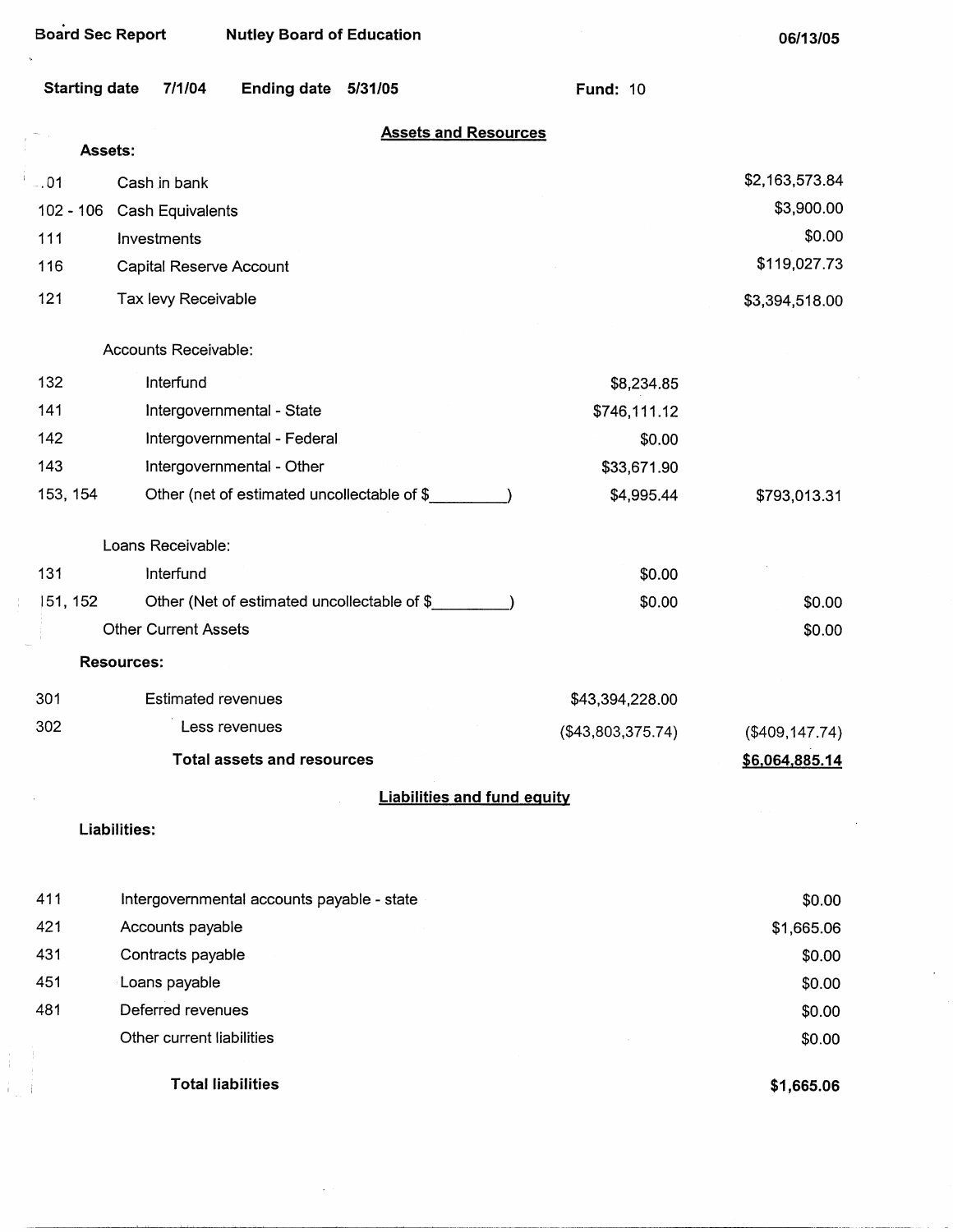Board Sec Report Nutley Board of Education 06/13/05

**Starting date** 7/1/04 **Ending date** 5/31/05 **Fund:** 10

## Assets and Resources

**Assets:**

| Code | Description | | Amount |
|---|---|---|---|
| .01 | Cash in bank | | $2,163,573.84 |
| 102 - 106 | Cash Equivalents | | $3,900.00 |
| 111 | Investments | | $0.00 |
| 116 | Capital Reserve Account | | $119,027.73 |
| 121 | Tax levy Receivable | | $3,394,518.00 |
| | Accounts Receivable: | | |
| 132 | Interfund | $8,234.85 | |
| 141 | Intergovernmental - State | $746,111.12 | |
| 142 | Intergovernmental - Federal | $0.00 | |
| 143 | Intergovernmental - Other | $33,671.90 | |
| 153, 154 | Other (net of estimated uncollectable of $_________) | $4,995.44 | $793,013.31 |
| | Loans Receivable: | | |
| 131 | Interfund | $0.00 | |
| 151, 152 | Other (Net of estimated uncollectable of $_________) | $0.00 | $0.00 |
| | Other Current Assets | | $0.00 |

**Resources:**

| Code | Description | | Amount |
|---|---|---|---|
| 301 | Estimated revenues | $43,394,228.00 | |
| 302 | Less revenues | ($43,803,375.74) | ($409,147.74) |
| | **Total assets and resources** | | **$6,064,885.14** |

## Liabilities and fund equity

**Liabilities:**

| Code | Description | Amount |
|---|---|---|
| 411 | Intergovernmental accounts payable - state | $0.00 |
| 421 | Accounts payable | $1,665.06 |
| 431 | Contracts payable | $0.00 |
| 451 | Loans payable | $0.00 |
| 481 | Deferred revenues | $0.00 |
| | Other current liabilities | $0.00 |
| | **Total liabilities** | **$1,665.06** |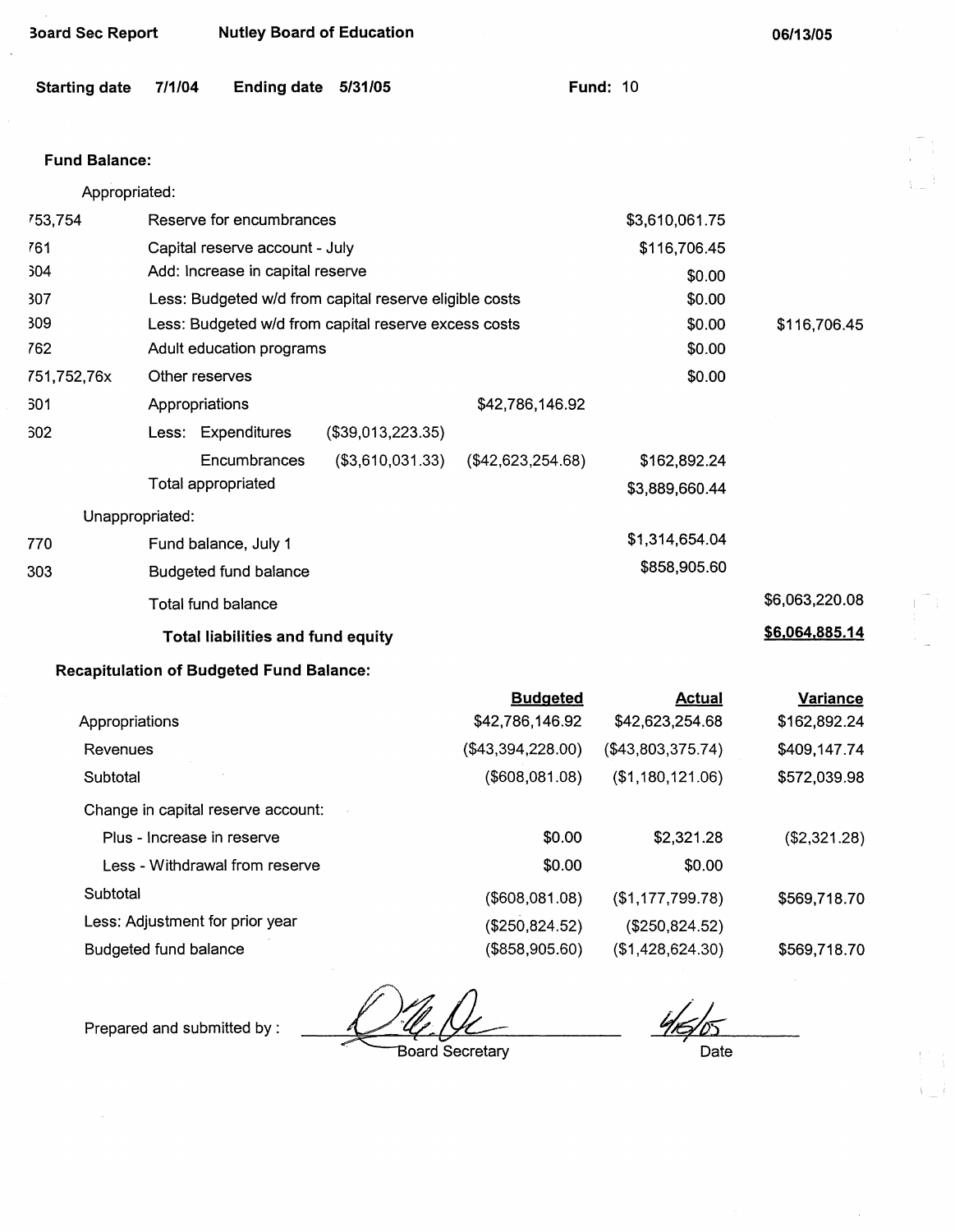Board Sec Report Nutley Board of Education 06/13/05

Starting date 7/1/04 Ending date 5/31/05 Fund: 10

**Fund Balance:**

| | Appropriated: | | | | |
|---|---|---|---|---|---|
| 753,754 | Reserve for encumbrances | | | $3,610,061.75 | |
| 761 | Capital reserve account - July | | | $116,706.45 | |
| 604 | Add: Increase in capital reserve | | | $0.00 | |
| 307 | Less: Budgeted w/d from capital reserve eligible costs | | | $0.00 | |
| 309 | Less: Budgeted w/d from capital reserve excess costs | | | $0.00 | $116,706.45 |
| 762 | Adult education programs | | | $0.00 | |
| 751,752,76x | Other reserves | | | $0.00 | |
| 601 | Appropriations | | $42,786,146.92 | | |
| 602 | Less: Expenditures | ($39,013,223.35) | | | |
| | Encumbrances | ($3,610,031.33) | ($42,623,254.68) | $162,892.24 | |
| | Total appropriated | | | $3,889,660.44 | |
| | Unappropriated: | | | | |
| 770 | Fund balance, July 1 | | | $1,314,654.04 | |
| 303 | Budgeted fund balance | | | $858,905.60 | |
| | Total fund balance | | | | $6,063,220.08 |
| | **Total liabilities and fund equity** | | | | **$6,064,885.14** |

**Recapitulation of Budgeted Fund Balance:**

| | Budgeted | Actual | Variance |
|---|---|---|---|
| Appropriations | $42,786,146.92 | $42,623,254.68 | $162,892.24 |
| Revenues | ($43,394,228.00) | ($43,803,375.74) | $409,147.74 |
| Subtotal | ($608,081.08) | ($1,180,121.06) | $572,039.98 |
| Change in capital reserve account: | | | |
| Plus - Increase in reserve | $0.00 | $2,321.28 | ($2,321.28) |
| Less - Withdrawal from reserve | $0.00 | $0.00 | |
| Subtotal | ($608,081.08) | ($1,177,799.78) | $569,718.70 |
| Less: Adjustment for prior year | ($250,824.52) | ($250,824.52) | |
| Budgeted fund balance | ($858,905.60) | ($1,428,624.30) | $569,718.70 |

Prepared and submitted by : ______________________ Board Secretary    4/15/05 Date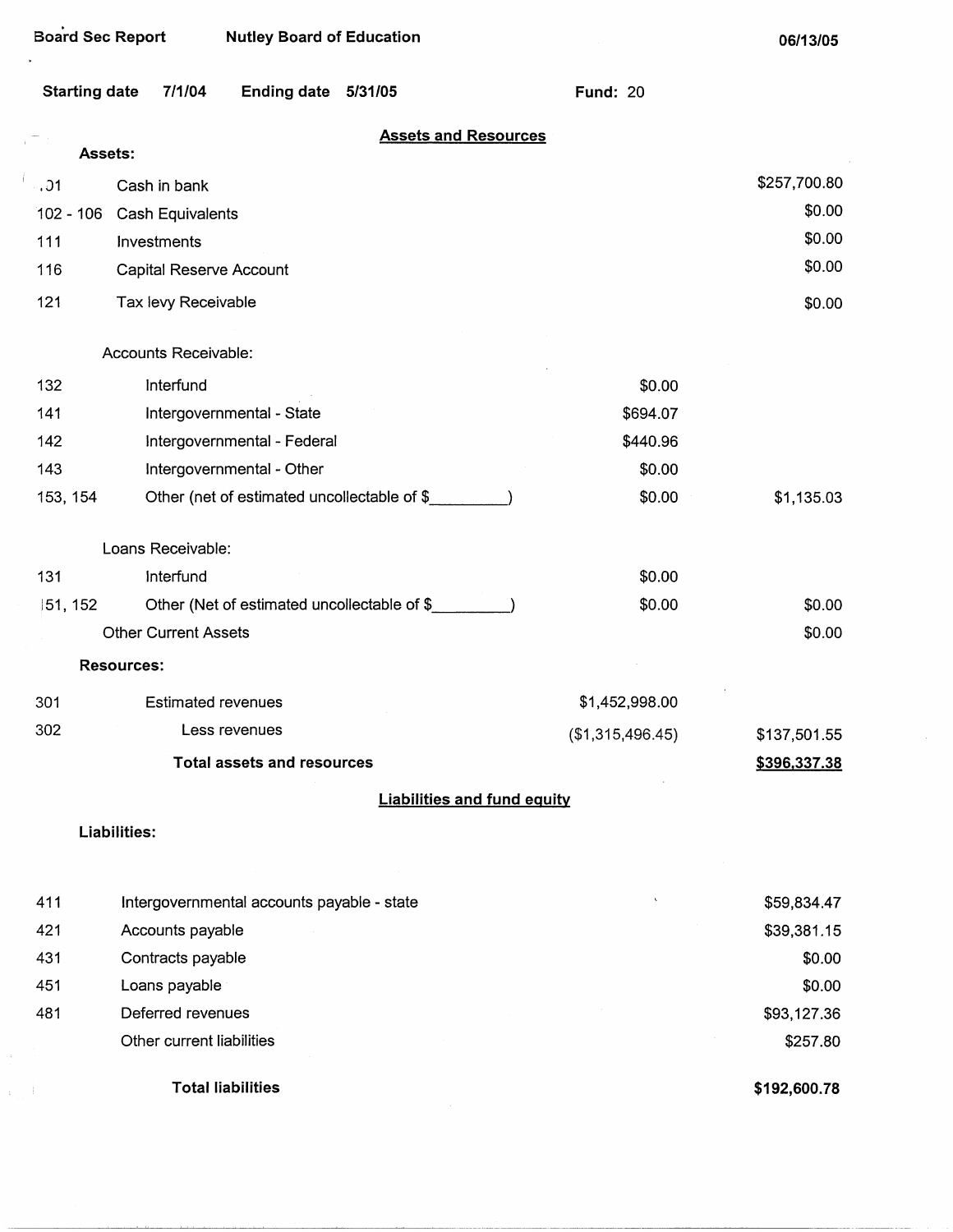Board Sec Report Nutley Board of Education 06/13/05

Starting date 7/1/04 Ending date 5/31/05 Fund: 20

## Assets and Resources

**Assets:**

| | | | |
|---|---|---|---|
| 101 | Cash in bank | | $257,700.80 |
| 102 - 106 | Cash Equivalents | | $0.00 |
| 111 | Investments | | $0.00 |
| 116 | Capital Reserve Account | | $0.00 |
| 121 | Tax levy Receivable | | $0.00 |
| | Accounts Receivable: | | |
| 132 | Interfund | $0.00 | |
| 141 | Intergovernmental - State | $694.07 | |
| 142 | Intergovernmental - Federal | $440.96 | |
| 143 | Intergovernmental - Other | $0.00 | |
| 153, 154 | Other (net of estimated uncollectable of $_________) | $0.00 | $1,135.03 |
| | Loans Receivable: | | |
| 131 | Interfund | $0.00 | |
| 151, 152 | Other (Net of estimated uncollectable of $_________) | $0.00 | $0.00 |
| | Other Current Assets | | $0.00 |

**Resources:**

| | | | |
|---|---|---|---|
| 301 | Estimated revenues | $1,452,998.00 | |
| 302 | Less revenues | ($1,315,496.45) | $137,501.55 |
| | **Total assets and resources** | | **$396,337.38** |

## Liabilities and fund equity

**Liabilities:**

| | | |
|---|---|---|
| 411 | Intergovernmental accounts payable - state | $59,834.47 |
| 421 | Accounts payable | $39,381.15 |
| 431 | Contracts payable | $0.00 |
| 451 | Loans payable | $0.00 |
| 481 | Deferred revenues | $93,127.36 |
| | Other current liabilities | $257.80 |
| | **Total liabilities** | **$192,600.78** |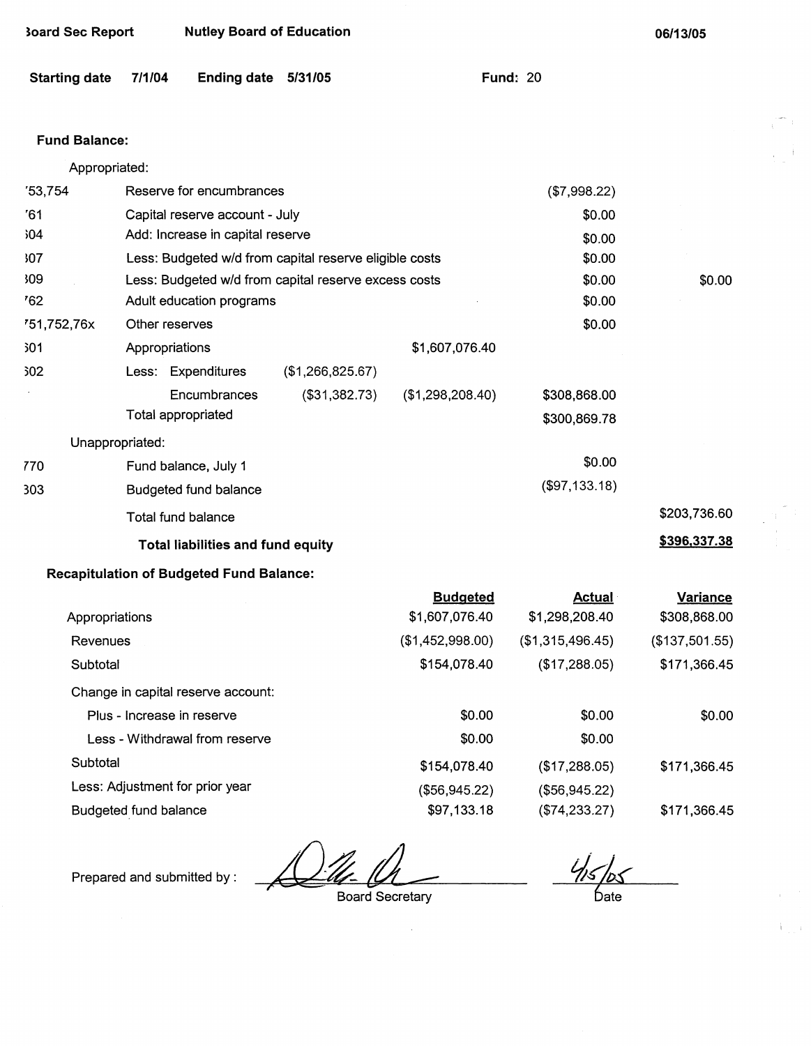Board Sec Report | Nutley Board of Education | 06/13/05

**Starting date** 7/1/04 **Ending date** 5/31/05 **Fund:** 20

**Fund Balance:**

| | | | | | |
|---|---|---|---|---|---|
| | Appropriated: | | | | |
| '53,754 | Reserve for encumbrances | | | ($7,998.22) | |
| '61 | Capital reserve account - July | | | $0.00 | |
| ;04 | Add: Increase in capital reserve | | | $0.00 | |
| ;07 | Less: Budgeted w/d from capital reserve eligible costs | | | $0.00 | |
| ;09 | Less: Budgeted w/d from capital reserve excess costs | | | $0.00 | $0.00 |
| '62 | Adult education programs | | | $0.00 | |
| '51,752,76x | Other reserves | | | $0.00 | |
| ;01 | Appropriations | | $1,607,076.40 | | |
| ;02 | Less: Expenditures | ($1,266,825.67) | | | |
| | Encumbrances | ($31,382.73) | ($1,298,208.40) | $308,868.00 | |
| | Total appropriated | | | $300,869.78 | |
| | Unappropriated: | | | | |
| '70 | Fund balance, July 1 | | | $0.00 | |
| 303 | Budgeted fund balance | | | ($97,133.18) | |
| | Total fund balance | | | | $203,736.60 |
| | **Total liabilities and fund equity** | | | | **$396,337.38** |

**Recapitulation of Budgeted Fund Balance:**

| | Budgeted | Actual | Variance |
|---|---|---|---|
| Appropriations | $1,607,076.40 | $1,298,208.40 | $308,868.00 |
| Revenues | ($1,452,998.00) | ($1,315,496.45) | ($137,501.55) |
| Subtotal | $154,078.40 | ($17,288.05) | $171,366.45 |
| Change in capital reserve account: | | | |
| Plus - Increase in reserve | $0.00 | $0.00 | $0.00 |
| Less - Withdrawal from reserve | $0.00 | $0.00 | |
| Subtotal | $154,078.40 | ($17,288.05) | $171,366.45 |
| Less: Adjustment for prior year | ($56,945.22) | ($56,945.22) | |
| Budgeted fund balance | $97,133.18 | ($74,233.27) | $171,366.45 |

Prepared and submitted by : _______________ Board Secretary    4/15/05 Date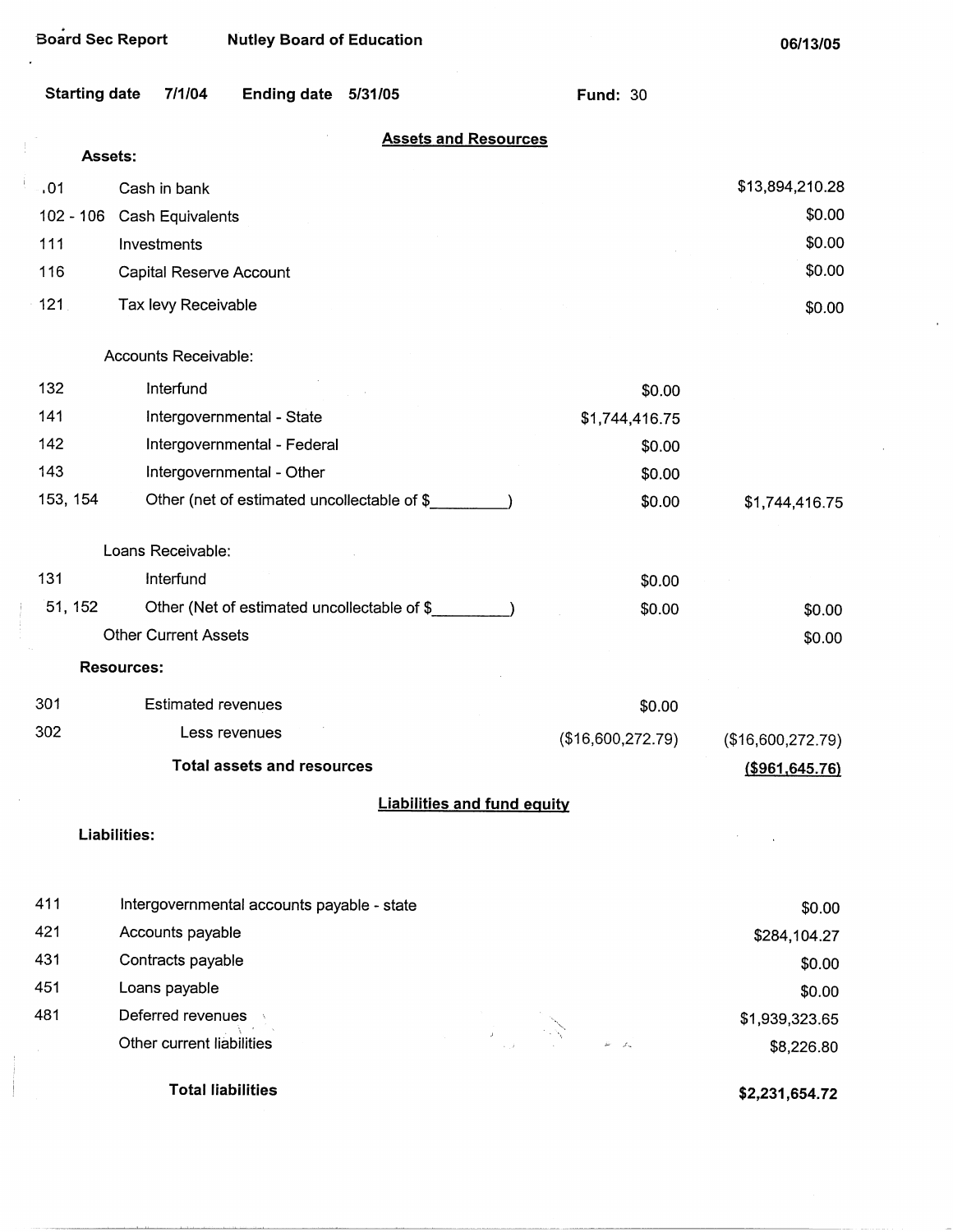Board Sec Report | Nutley Board of Education | 06/13/05

**Starting date** 7/1/04 **Ending date** 5/31/05 **Fund:** 30

## Assets and Resources

**Assets:**

| Code | Description | | Amount |
|---|---|---|---|
| .01 | Cash in bank | | $13,894,210.28 |
| 102 - 106 | Cash Equivalents | | $0.00 |
| 111 | Investments | | $0.00 |
| 116 | Capital Reserve Account | | $0.00 |
| 121 | Tax levy Receivable | | $0.00 |
| | Accounts Receivable: | | |
| 132 | Interfund | $0.00 | |
| 141 | Intergovernmental - State | $1,744,416.75 | |
| 142 | Intergovernmental - Federal | $0.00 | |
| 143 | Intergovernmental - Other | $0.00 | |
| 153, 154 | Other (net of estimated uncollectable of $_________) | $0.00 | $1,744,416.75 |
| | Loans Receivable: | | |
| 131 | Interfund | $0.00 | |
| 51, 152 | Other (Net of estimated uncollectable of $_________) | $0.00 | $0.00 |
| | Other Current Assets | | $0.00 |

**Resources:**

| Code | Description | | Amount |
|---|---|---|---|
| 301 | Estimated revenues | $0.00 | |
| 302 | Less revenues | ($16,600,272.79) | ($16,600,272.79) |
| | **Total assets and resources** | | **($961,645.76)** |

## Liabilities and fund equity

**Liabilities:**

| Code | Description | Amount |
|---|---|---|
| 411 | Intergovernmental accounts payable - state | $0.00 |
| 421 | Accounts payable | $284,104.27 |
| 431 | Contracts payable | $0.00 |
| 451 | Loans payable | $0.00 |
| 481 | Deferred revenues | $1,939,323.65 |
| | Other current liabilities | $8,226.80 |
| | **Total liabilities** | **$2,231,654.72** |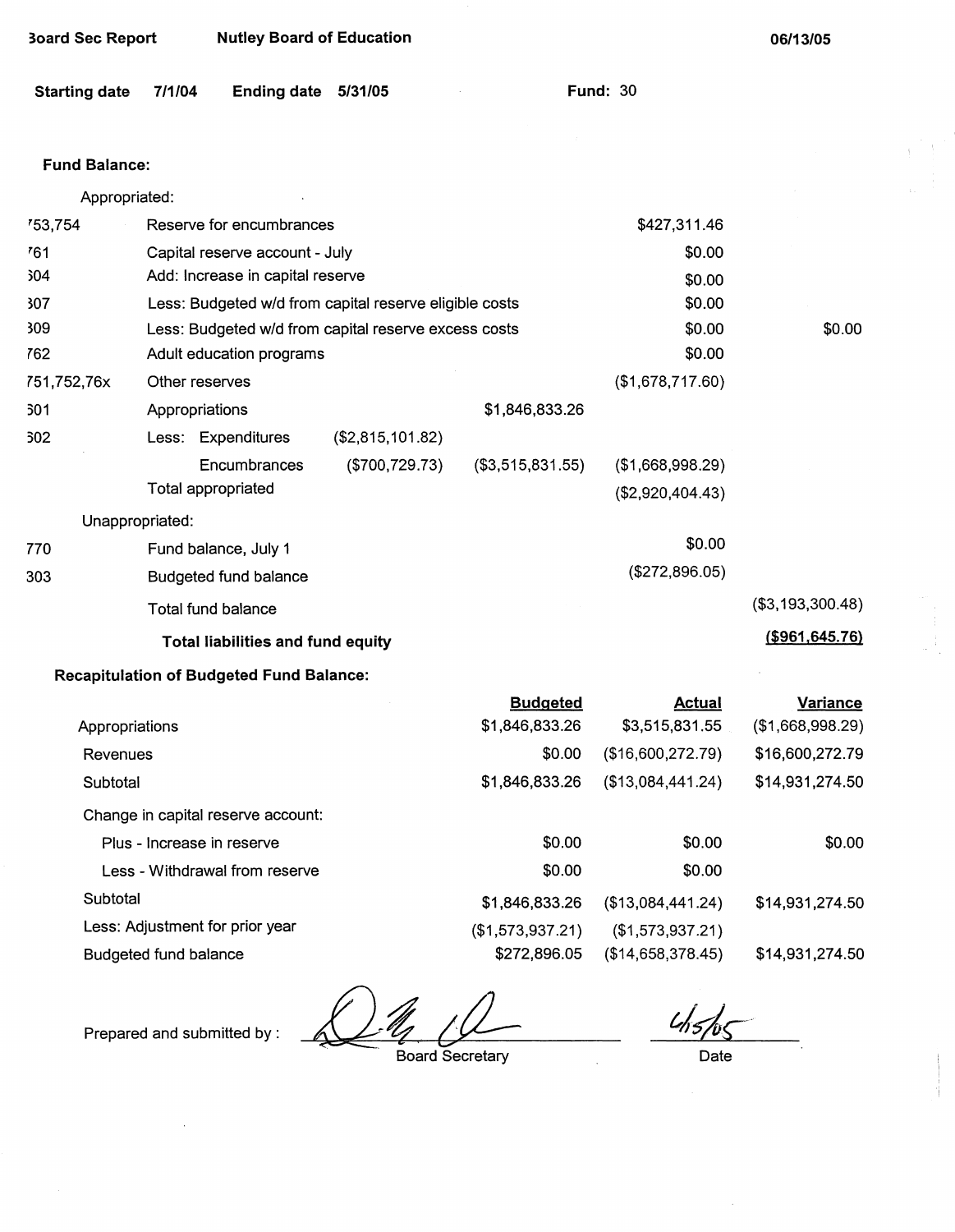Board Sec Report Nutley Board of Education 06/13/05

Starting date 7/1/04 Ending date 5/31/05 Fund: 30

**Fund Balance:**

| | | | | | |
|---|---|---|---|---|---|
| | Appropriated: | | | | |
| 753,754 | Reserve for encumbrances | | | $427,311.46 | |
| 761 | Capital reserve account - July | | | $0.00 | |
| 304 | Add: Increase in capital reserve | | | $0.00 | |
| 307 | Less: Budgeted w/d from capital reserve eligible costs | | | $0.00 | |
| 309 | Less: Budgeted w/d from capital reserve excess costs | | | $0.00 | $0.00 |
| 762 | Adult education programs | | | $0.00 | |
| 751,752,76x | Other reserves | | | ($1,678,717.60) | |
| 601 | Appropriations | | $1,846,833.26 | | |
| 602 | Less: Expenditures | ($2,815,101.82) | | | |
| | Encumbrances | ($700,729.73) | ($3,515,831.55) | ($1,668,998.29) | |
| | Total appropriated | | | ($2,920,404.43) | |
| | Unappropriated: | | | | |
| 770 | Fund balance, July 1 | | | $0.00 | |
| 303 | Budgeted fund balance | | | ($272,896.05) | |
| | Total fund balance | | | | ($3,193,300.48) |
| | **Total liabilities and fund equity** | | | | **($961,645.76)** |

**Recapitulation of Budgeted Fund Balance:**

| | Budgeted | Actual | Variance |
|---|---|---|---|
| Appropriations | $1,846,833.26 | $3,515,831.55 | ($1,668,998.29) |
| Revenues | $0.00 | ($16,600,272.79) | $16,600,272.79 |
| Subtotal | $1,846,833.26 | ($13,084,441.24) | $14,931,274.50 |
| Change in capital reserve account: | | | |
| Plus - Increase in reserve | $0.00 | $0.00 | $0.00 |
| Less - Withdrawal from reserve | $0.00 | $0.00 | |
| Subtotal | $1,846,833.26 | ($13,084,441.24) | $14,931,274.50 |
| Less: Adjustment for prior year | ($1,573,937.21) | ($1,573,937.21) | |
| Budgeted fund balance | $272,896.05 | ($14,658,378.45) | $14,931,274.50 |

Prepared and submitted by : Board Secretary 6/15/05 Date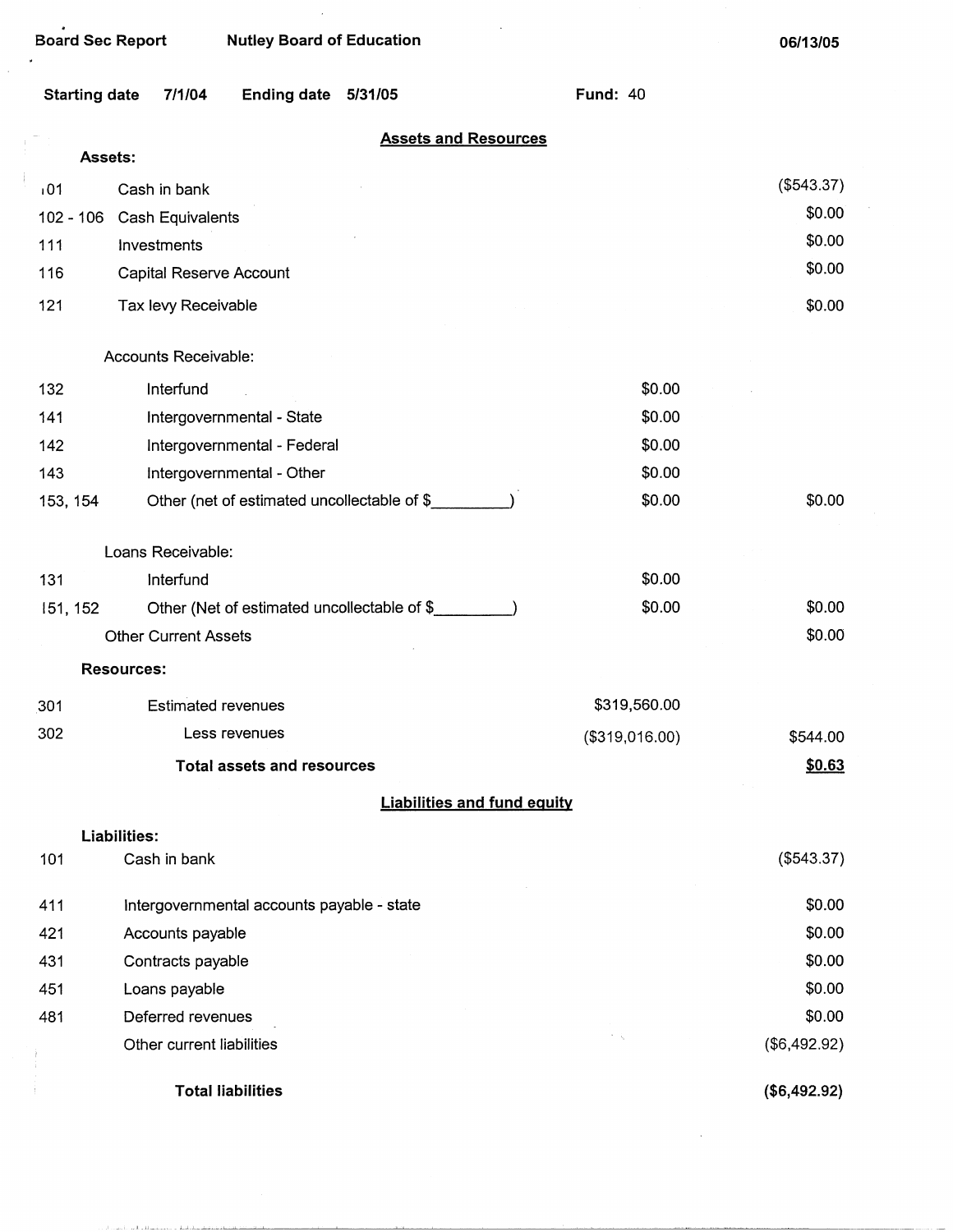Board Sec Report　　Nutley Board of Education　　06/13/05

Starting date 7/1/04　　Ending date 5/31/05　　Fund: 40

## Assets and Resources

| | | | |
|---|---|---|---|
| **Assets:** | | | |
| 101 | Cash in bank | | ($543.37) |
| 102 - 106 | Cash Equivalents | | $0.00 |
| 111 | Investments | | $0.00 |
| 116 | Capital Reserve Account | | $0.00 |
| 121 | Tax levy Receivable | | $0.00 |
| | Accounts Receivable: | | |
| 132 | Interfund | $0.00 | |
| 141 | Intergovernmental - State | $0.00 | |
| 142 | Intergovernmental - Federal | $0.00 | |
| 143 | Intergovernmental - Other | $0.00 | |
| 153, 154 | Other (net of estimated uncollectable of $_________) | $0.00 | $0.00 |
| | Loans Receivable: | | |
| 131 | Interfund | $0.00 | |
| 151, 152 | Other (Net of estimated uncollectable of $_________) | $0.00 | $0.00 |
| | Other Current Assets | | $0.00 |
| **Resources:** | | | |
| 301 | Estimated revenues | $319,560.00 | |
| 302 | Less revenues | ($319,016.00) | $544.00 |
| | **Total assets and resources** | | **$0.63** |

## Liabilities and fund equity

| | | |
|---|---|---|
| **Liabilities:** | | |
| 101 | Cash in bank | ($543.37) |
| 411 | Intergovernmental accounts payable - state | $0.00 |
| 421 | Accounts payable | $0.00 |
| 431 | Contracts payable | $0.00 |
| 451 | Loans payable | $0.00 |
| 481 | Deferred revenues | $0.00 |
| | Other current liabilities | ($6,492.92) |
| | **Total liabilities** | **($6,492.92)** |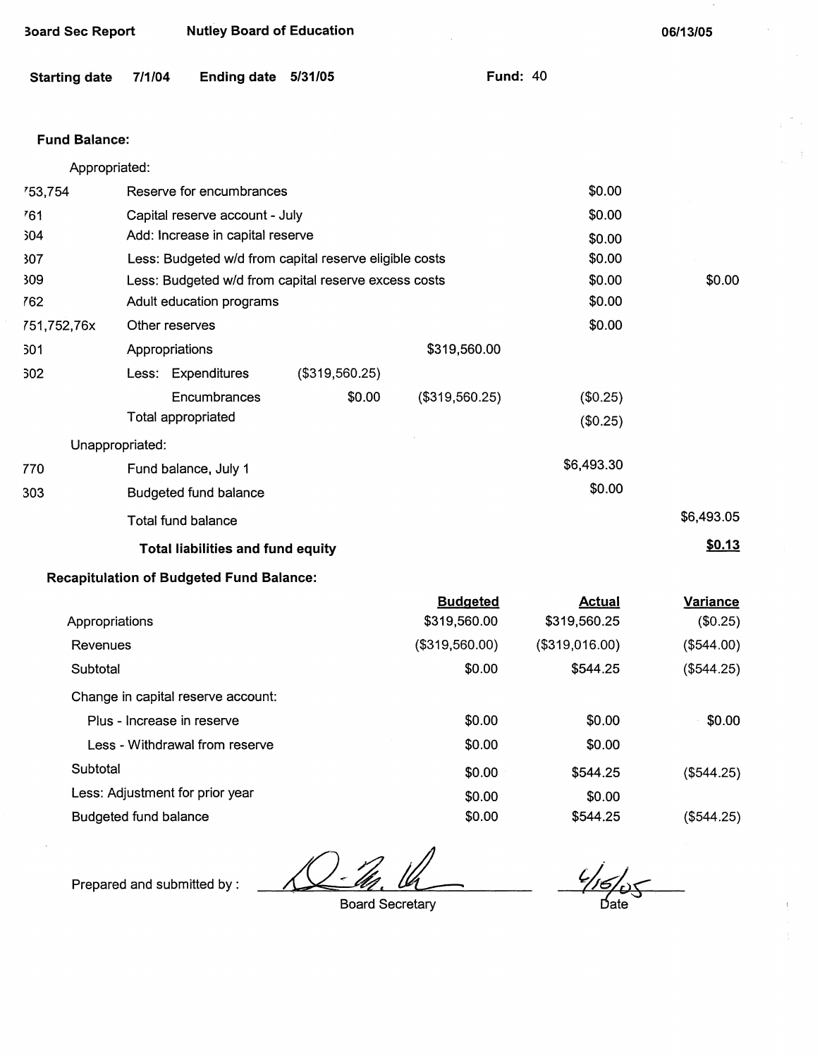Board Sec Report Nutley Board of Education 06/13/05

Starting date 7/1/04 Ending date 5/31/05 Fund: 40

**Fund Balance:**

| | | | | | |
|---|---|---|---|---|---|
| | Appropriated: | | | | |
| 753,754 | Reserve for encumbrances | | | $0.00 | |
| 761 | Capital reserve account - July | | | $0.00 | |
| 604 | Add: Increase in capital reserve | | | $0.00 | |
| 307 | Less: Budgeted w/d from capital reserve eligible costs | | | $0.00 | |
| 309 | Less: Budgeted w/d from capital reserve excess costs | | | $0.00 | $0.00 |
| 762 | Adult education programs | | | $0.00 | |
| 751,752,76x | Other reserves | | | $0.00 | |
| 601 | Appropriations | | $319,560.00 | | |
| 602 | Less: Expenditures | ($319,560.25) | | | |
| | Encumbrances | $0.00 | ($319,560.25) | ($0.25) | |
| | Total appropriated | | | ($0.25) | |
| | Unappropriated: | | | | |
| 770 | Fund balance, July 1 | | | $6,493.30 | |
| 303 | Budgeted fund balance | | | $0.00 | |
| | Total fund balance | | | | $6,493.05 |
| | **Total liabilities and fund equity** | | | | **$0.13** |

**Recapitulation of Budgeted Fund Balance:**

| | Budgeted | Actual | Variance |
|---|---|---|---|
| Appropriations | $319,560.00 | $319,560.25 | ($0.25) |
| Revenues | ($319,560.00) | ($319,016.00) | ($544.00) |
| Subtotal | $0.00 | $544.25 | ($544.25) |
| Change in capital reserve account: | | | |
| Plus - Increase in reserve | $0.00 | $0.00 | $0.00 |
| Less - Withdrawal from reserve | $0.00 | $0.00 | |
| Subtotal | $0.00 | $544.25 | ($544.25) |
| Less: Adjustment for prior year | $0.00 | $0.00 | |
| Budgeted fund balance | $0.00 | $544.25 | ($544.25) |

Prepared and submitted by : _______________ Board Secretary

6/15/05 Date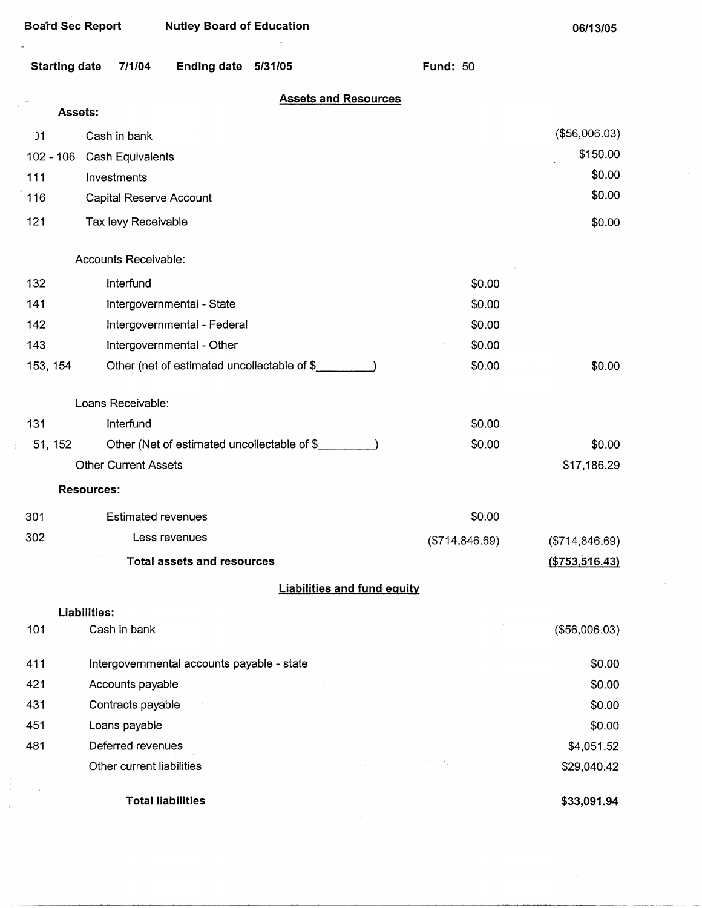Board Sec Report | Nutley Board of Education | 06/13/05

**Starting date** 7/1/04 **Ending date** 5/31/05 **Fund:** 50

## Assets and Resources

| | | | |
|---|---|---|---|
| | **Assets:** | | |
| )1 | Cash in bank | | ($56,006.03) |
| 102 - 106 | Cash Equivalents | | $150.00 |
| 111 | Investments | | $0.00 |
| 116 | Capital Reserve Account | | $0.00 |
| 121 | Tax levy Receivable | | $0.00 |
| | Accounts Receivable: | | |
| 132 | Interfund | $0.00 | |
| 141 | Intergovernmental - State | $0.00 | |
| 142 | Intergovernmental - Federal | $0.00 | |
| 143 | Intergovernmental - Other | $0.00 | |
| 153, 154 | Other (net of estimated uncollectable of $_________) | $0.00 | $0.00 |
| | Loans Receivable: | | |
| 131 | Interfund | $0.00 | |
| 51, 152 | Other (Net of estimated uncollectable of $_________) | $0.00 | $0.00 |
| | Other Current Assets | | $17,186.29 |
| | **Resources:** | | |
| 301 | Estimated revenues | $0.00 | |
| 302 | Less revenues | ($714,846.69) | ($714,846.69) |
| | **Total assets and resources** | | **($753,516.43)** |

## Liabilities and fund equity

| | | |
|---|---|---|
| | **Liabilities:** | |
| 101 | Cash in bank | ($56,006.03) |
| 411 | Intergovernmental accounts payable - state | $0.00 |
| 421 | Accounts payable | $0.00 |
| 431 | Contracts payable | $0.00 |
| 451 | Loans payable | $0.00 |
| 481 | Deferred revenues | $4,051.52 |
| | Other current liabilities | $29,040.42 |
| | **Total liabilities** | **$33,091.94** |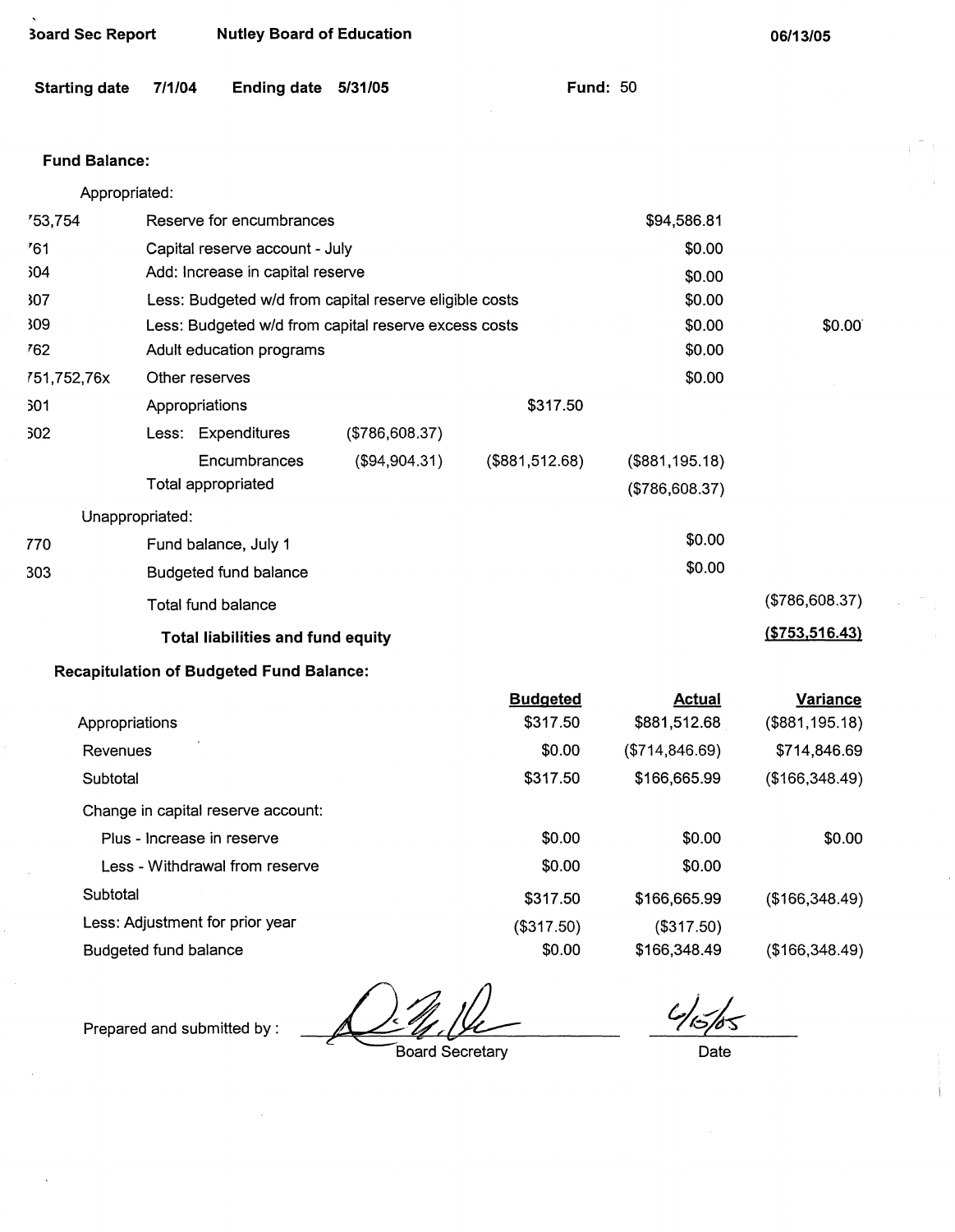Board Sec Report — Nutley Board of Education — 06/13/05

**Starting date** 7/1/04 **Ending date** 5/31/05 **Fund:** 50

**Fund Balance:**

Appropriated:

| | | | | | |
|---|---|---|---|---|---|
| '53,754 | Reserve for encumbrances | | | $94,586.81 | |
| '61 | Capital reserve account - July | | | $0.00 | |
| 304 | Add: Increase in capital reserve | | | $0.00 | |
| 307 | Less: Budgeted w/d from capital reserve eligible costs | | | $0.00 | |
| 309 | Less: Budgeted w/d from capital reserve excess costs | | | $0.00 | $0.00 |
| '62 | Adult education programs | | | $0.00 | |
| '51,752,76x | Other reserves | | | $0.00 | |
| 301 | Appropriations | | $317.50 | | |
| 302 | Less: Expenditures | ($786,608.37) | | | |
| | Encumbrances | ($94,904.31) | ($881,512.68) | ($881,195.18) | |
| | Total appropriated | | | ($786,608.37) | |

Unappropriated:

| | | | |
|---|---|---|---|
| 770 | Fund balance, July 1 | $0.00 | |
| 303 | Budgeted fund balance | $0.00 | |
| | Total fund balance | | ($786,608.37) |
| | **Total liabilities and fund equity** | | **($753,516.43)** |

**Recapitulation of Budgeted Fund Balance:**

| | Budgeted | Actual | Variance |
|---|---|---|---|
| Appropriations | $317.50 | $881,512.68 | ($881,195.18) |
| Revenues | $0.00 | ($714,846.69) | $714,846.69 |
| Subtotal | $317.50 | $166,665.99 | ($166,348.49) |
| Change in capital reserve account: | | | |
| Plus - Increase in reserve | $0.00 | $0.00 | $0.00 |
| Less - Withdrawal from reserve | $0.00 | $0.00 | |
| Subtotal | $317.50 | $166,665.99 | ($166,348.49) |
| Less: Adjustment for prior year | ($317.50) | ($317.50) | |
| Budgeted fund balance | $0.00 | $166,348.49 | ($166,348.49) |

Prepared and submitted by : ____________________ Board Secretary    6/15/05 Date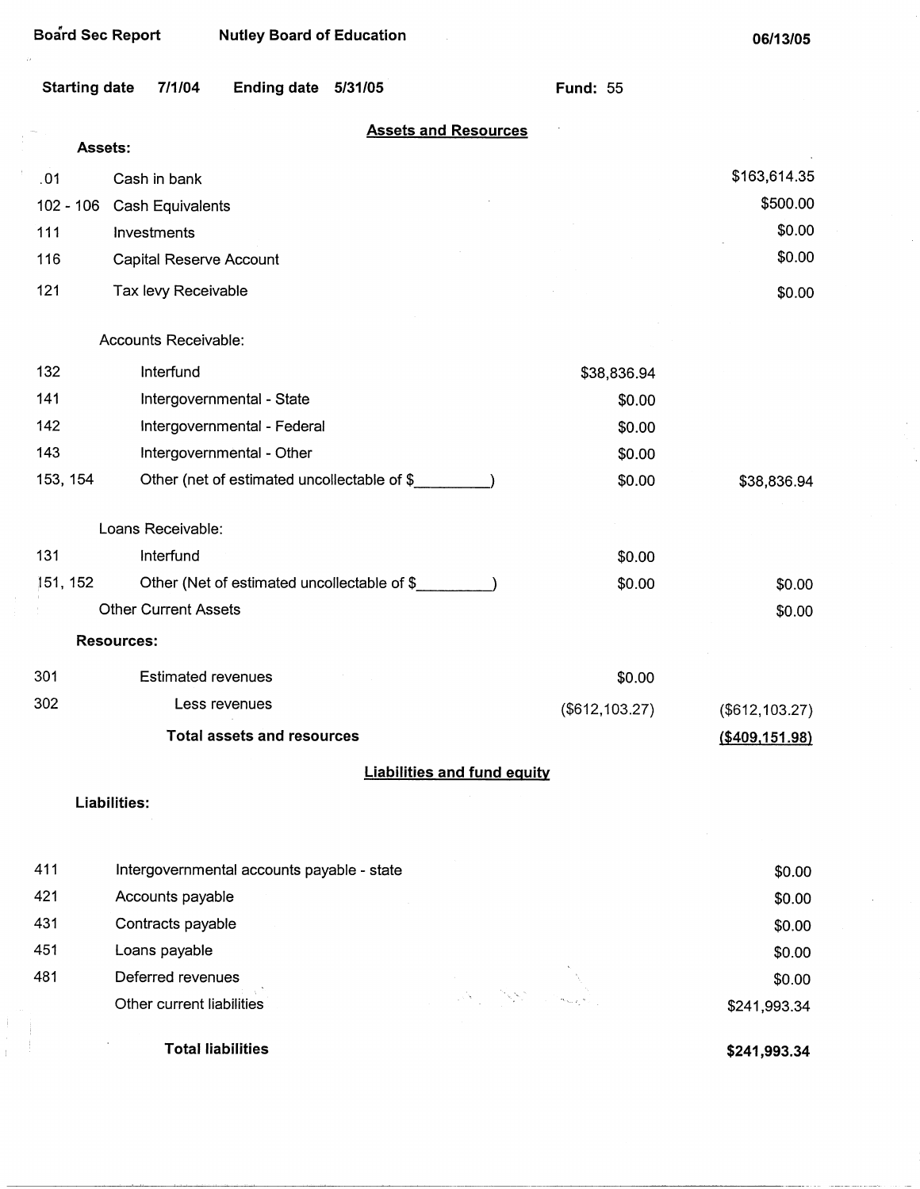Board Sec Report　　Nutley Board of Education　　06/13/05

**Starting date** 7/1/04　**Ending date** 5/31/05　**Fund:** 55

## Assets and Resources

**Assets:**

| Code | Description | | Amount |
|---|---|---|---|
| .01 | Cash in bank | | $163,614.35 |
| 102 - 106 | Cash Equivalents | | $500.00 |
| 111 | Investments | | $0.00 |
| 116 | Capital Reserve Account | | $0.00 |
| 121 | Tax levy Receivable | | $0.00 |
| | Accounts Receivable: | | |
| 132 | Interfund | $38,836.94 | |
| 141 | Intergovernmental - State | $0.00 | |
| 142 | Intergovernmental - Federal | $0.00 | |
| 143 | Intergovernmental - Other | $0.00 | |
| 153, 154 | Other (net of estimated uncollectable of $_________) | $0.00 | $38,836.94 |
| | Loans Receivable: | | |
| 131 | Interfund | $0.00 | |
| 151, 152 | Other (Net of estimated uncollectable of $_________) | $0.00 | $0.00 |
| | Other Current Assets | | $0.00 |

**Resources:**

| Code | Description | | Amount |
|---|---|---|---|
| 301 | Estimated revenues | $0.00 | |
| 302 | Less revenues | ($612,103.27) | ($612,103.27) |
| | **Total assets and resources** | | ($409,151.98) |

## Liabilities and fund equity

**Liabilities:**

| Code | Description | Amount |
|---|---|---|
| 411 | Intergovernmental accounts payable - state | $0.00 |
| 421 | Accounts payable | $0.00 |
| 431 | Contracts payable | $0.00 |
| 451 | Loans payable | $0.00 |
| 481 | Deferred revenues | $0.00 |
| | Other current liabilities | $241,993.34 |
| | **Total liabilities** | **$241,993.34** |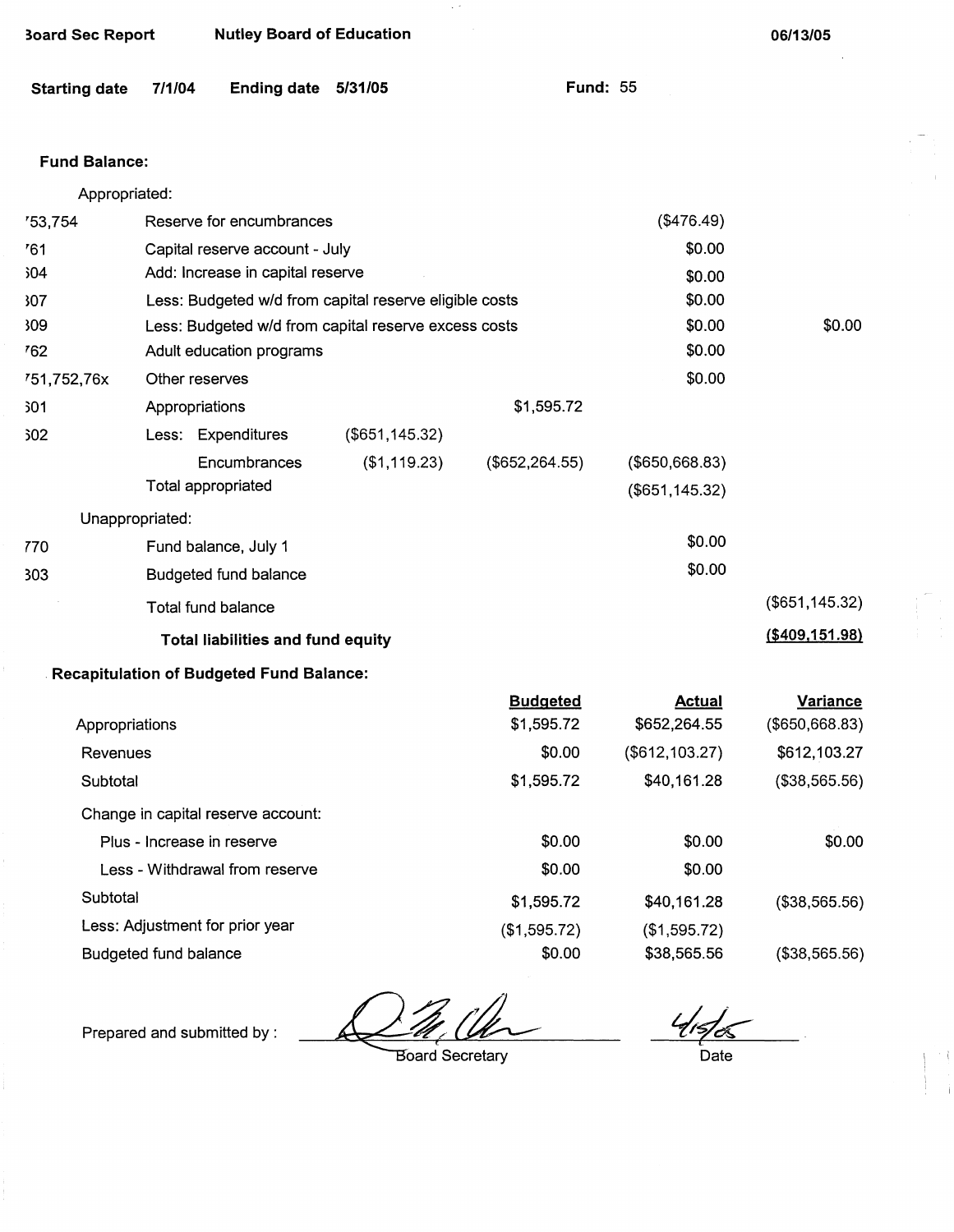Board Sec Report　　Nutley Board of Education　　06/13/05

**Starting date** 7/1/04　**Ending date** 5/31/05　　**Fund:** 55

**Fund Balance:**

| | | | | | |
|---|---|---|---|---|---|
| | Appropriated: | | | | |
| 753,754 | Reserve for encumbrances | | | ($476.49) | |
| 761 | Capital reserve account - July | | | $0.00 | |
| 604 | Add: Increase in capital reserve | | | $0.00 | |
| 307 | Less: Budgeted w/d from capital reserve eligible costs | | | $0.00 | |
| 309 | Less: Budgeted w/d from capital reserve excess costs | | | $0.00 | $0.00 |
| 762 | Adult education programs | | | $0.00 | |
| 751,752,76x | Other reserves | | | $0.00 | |
| 601 | Appropriations | | $1,595.72 | | |
| 602 | Less: Expenditures | ($651,145.32) | | | |
| | Encumbrances | ($1,119.23) | ($652,264.55) | ($650,668.83) | |
| | Total appropriated | | | ($651,145.32) | |
| | Unappropriated: | | | | |
| 770 | Fund balance, July 1 | | | $0.00 | |
| 303 | Budgeted fund balance | | | $0.00 | |
| | Total fund balance | | | | ($651,145.32) |
| | **Total liabilities and fund equity** | | | | **($409,151.98)** |

**Recapitulation of Budgeted Fund Balance:**

| | Budgeted | Actual | Variance |
|---|---|---|---|
| Appropriations | $1,595.72 | $652,264.55 | ($650,668.83) |
| Revenues | $0.00 | ($612,103.27) | $612,103.27 |
| Subtotal | $1,595.72 | $40,161.28 | ($38,565.56) |
| Change in capital reserve account: | | | |
| Plus - Increase in reserve | $0.00 | $0.00 | $0.00 |
| Less - Withdrawal from reserve | $0.00 | $0.00 | |
| Subtotal | $1,595.72 | $40,161.28 | ($38,565.56) |
| Less: Adjustment for prior year | ($1,595.72) | ($1,595.72) | |
| Budgeted fund balance | $0.00 | $38,565.56 | ($38,565.56) |

Prepared and submitted by : ____________________ Board Secretary　　4/15/05 Date